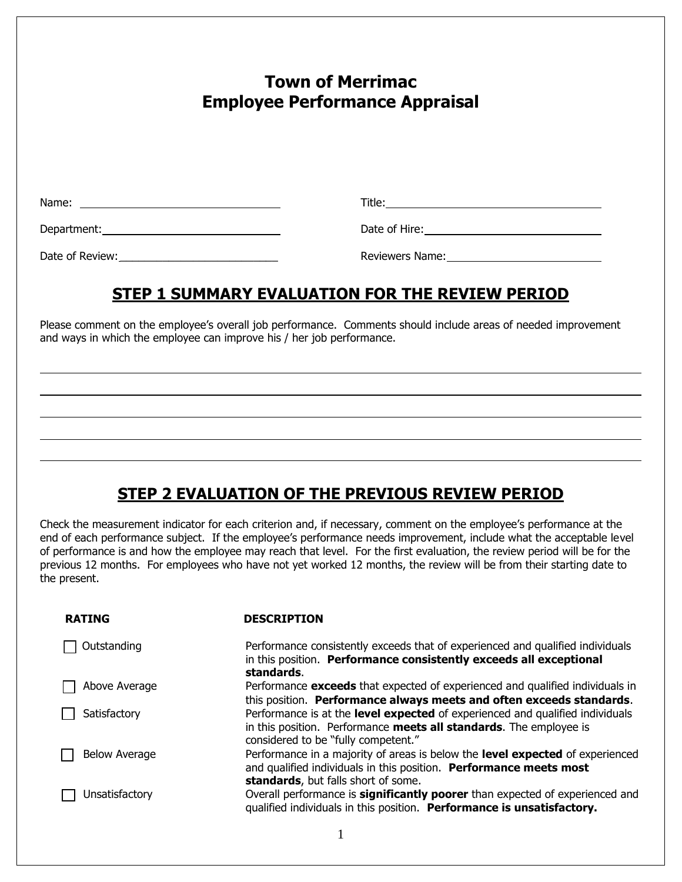# Town of Merrimac
# Employee Performance Appraisal

Name: ______________________________ Title: ______________________________

Department: ______________________________ Date of Hire: ______________________________

Date of Review: ______________________________ Reviewers Name: ______________________________

## STEP 1 SUMMARY EVALUATION FOR THE REVIEW PERIOD

Please comment on the employee's overall job performance. Comments should include areas of needed improvement and ways in which the employee can improve his / her job performance.

______________________________________________________________________________

______________________________________________________________________________

______________________________________________________________________________

______________________________________________________________________________

______________________________________________________________________________

## STEP 2 EVALUATION OF THE PREVIOUS REVIEW PERIOD

Check the measurement indicator for each criterion and, if necessary, comment on the employee's performance at the end of each performance subject. If the employee's performance needs improvement, include what the acceptable level of performance is and how the employee may reach that level. For the first evaluation, the review period will be for the previous 12 months. For employees who have not yet worked 12 months, the review will be from their starting date to the present.

| RATING | DESCRIPTION |
|---|---|
| ☐ Outstanding | Performance consistently exceeds that of experienced and qualified individuals in this position. **Performance consistently exceeds all exceptional standards**. |
| ☐ Above Average | Performance **exceeds** that expected of experienced and qualified individuals in this position. **Performance always meets and often exceeds standards**. |
| ☐ Satisfactory | Performance is at the **level expected** of experienced and qualified individuals in this position. Performance **meets all standards**. The employee is considered to be "fully competent." |
| ☐ Below Average | Performance in a majority of areas is below the **level expected** of experienced and qualified individuals in this position. **Performance meets most standards**, but falls short of some. |
| ☐ Unsatisfactory | Overall performance is **significantly poorer** than expected of experienced and qualified individuals in this position. **Performance is unsatisfactory.** |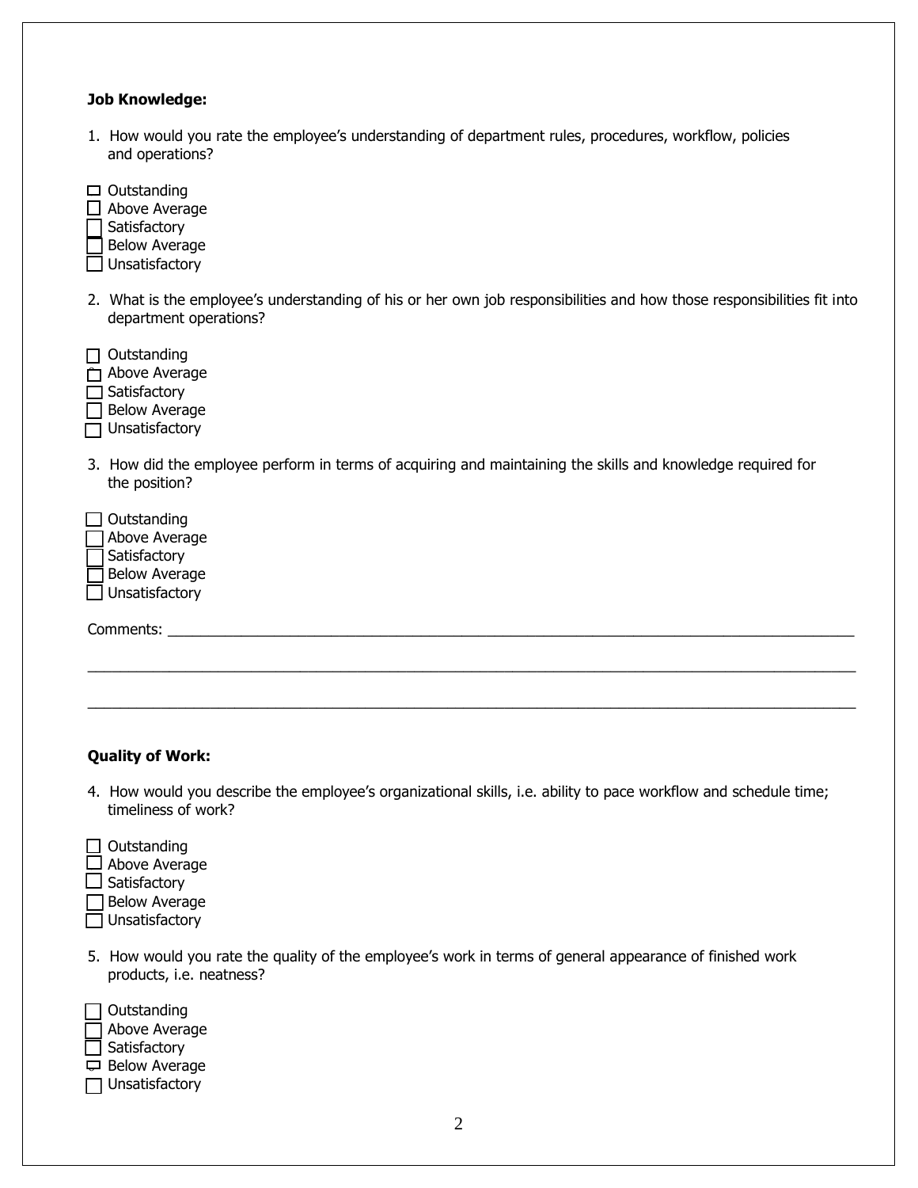**Job Knowledge:**

1. How would you rate the employee's understanding of department rules, procedures, workflow, policies and operations?

- ☐ Outstanding
- ☐ Above Average
- ☐ Satisfactory
- ☐ Below Average
- ☐ Unsatisfactory

2. What is the employee's understanding of his or her own job responsibilities and how those responsibilities fit into department operations?

- ☐ Outstanding
- ☐ Above Average
- ☐ Satisfactory
- ☐ Below Average
- ☐ Unsatisfactory

3. How did the employee perform in terms of acquiring and maintaining the skills and knowledge required for the position?

- ☐ Outstanding
- ☐ Above Average
- ☐ Satisfactory
- ☐ Below Average
- ☐ Unsatisfactory

Comments: ___________________________________________________________________________

_____________________________________________________________________________________

_____________________________________________________________________________________

**Quality of Work:**

4. How would you describe the employee's organizational skills, i.e. ability to pace workflow and schedule time; timeliness of work?

- ☐ Outstanding
- ☐ Above Average
- ☐ Satisfactory
- ☐ Below Average
- ☐ Unsatisfactory

5. How would you rate the quality of the employee's work in terms of general appearance of finished work products, i.e. neatness?

- ☐ Outstanding
- ☐ Above Average
- ☐ Satisfactory
- ☐ Below Average
- ☐ Unsatisfactory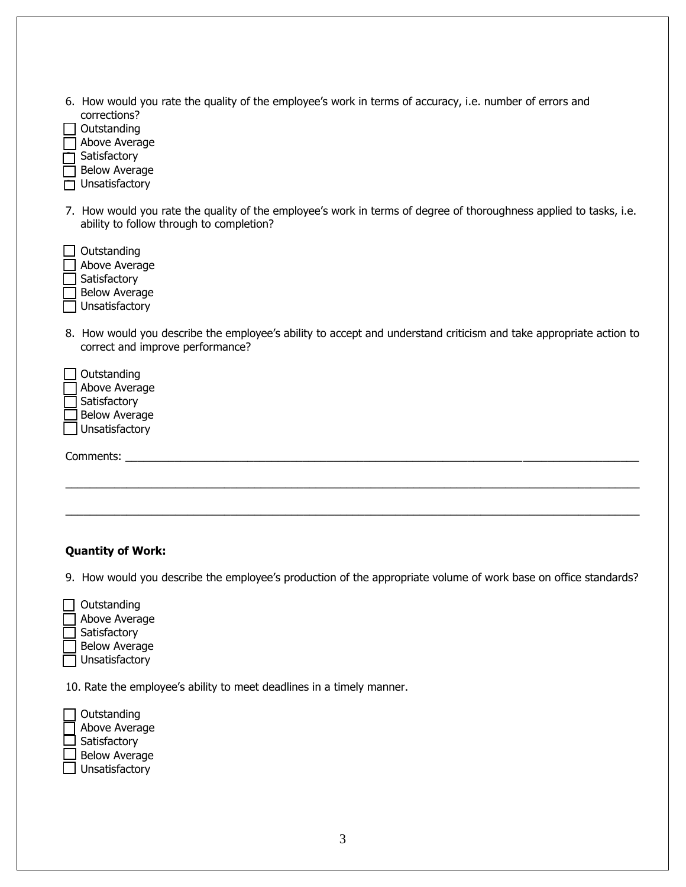6. How would you rate the quality of the employee's work in terms of accuracy, i.e. number of errors and corrections?

- [ ] Outstanding
- [ ] Above Average
- [ ] Satisfactory
- [ ] Below Average
- [ ] Unsatisfactory

7. How would you rate the quality of the employee's work in terms of degree of thoroughness applied to tasks, i.e. ability to follow through to completion?

- [ ] Outstanding
- [ ] Above Average
- [ ] Satisfactory
- [ ] Below Average
- [ ] Unsatisfactory

8. How would you describe the employee's ability to accept and understand criticism and take appropriate action to correct and improve performance?

- [ ] Outstanding
- [ ] Above Average
- [ ] Satisfactory
- [ ] Below Average
- [ ] Unsatisfactory

Comments: ________________________________________________________________________________________

____________________________________________________________________________________________________

____________________________________________________________________________________________________

**Quantity of Work:**

9. How would you describe the employee's production of the appropriate volume of work base on office standards?

- [ ] Outstanding
- [ ] Above Average
- [ ] Satisfactory
- [ ] Below Average
- [ ] Unsatisfactory

10. Rate the employee's ability to meet deadlines in a timely manner.

- [ ] Outstanding
- [ ] Above Average
- [ ] Satisfactory
- [ ] Below Average
- [ ] Unsatisfactory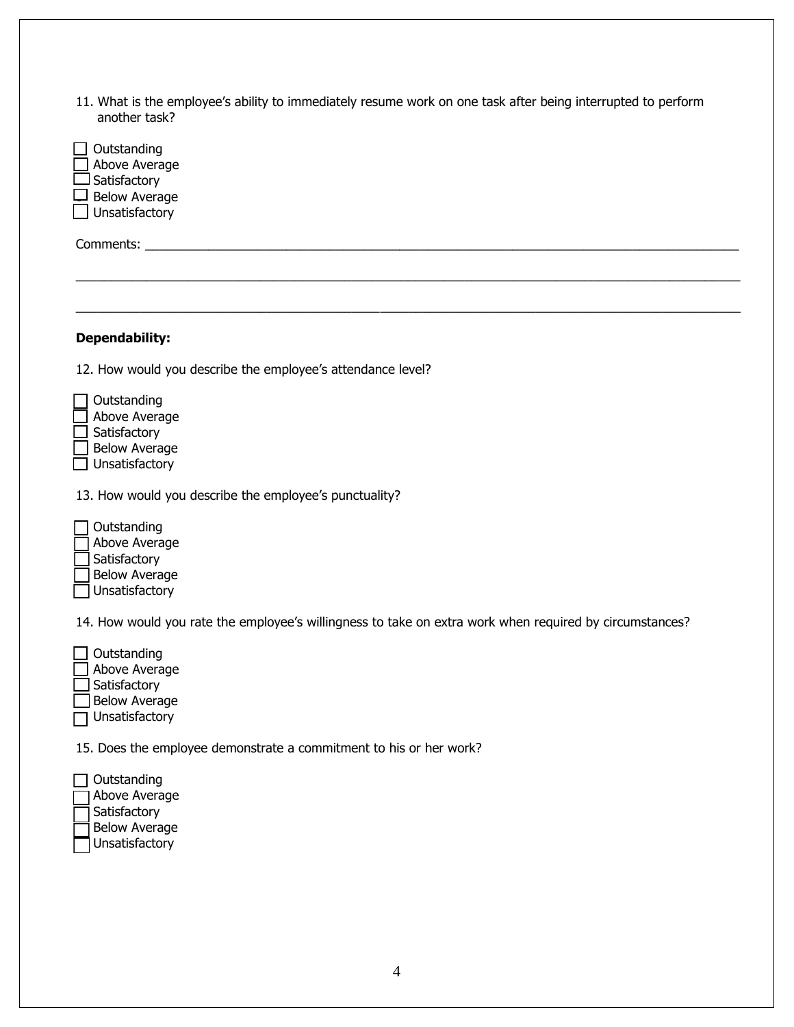11. What is the employee's ability to immediately resume work on one task after being interrupted to perform another task?

☐ Outstanding
☐ Above Average
☐ Satisfactory
☐ Below Average
☐ Unsatisfactory

Comments: ____________________________________________________________________________

______________________________________________________________________________________

______________________________________________________________________________________

**Dependability:**

12. How would you describe the employee's attendance level?

☐ Outstanding
☐ Above Average
☐ Satisfactory
☐ Below Average
☐ Unsatisfactory

13. How would you describe the employee's punctuality?

☐ Outstanding
☐ Above Average
☐ Satisfactory
☐ Below Average
☐ Unsatisfactory

14. How would you rate the employee's willingness to take on extra work when required by circumstances?

☐ Outstanding
☐ Above Average
☐ Satisfactory
☐ Below Average
☐ Unsatisfactory

15. Does the employee demonstrate a commitment to his or her work?

☐ Outstanding
☐ Above Average
☐ Satisfactory
☐ Below Average
☐ Unsatisfactory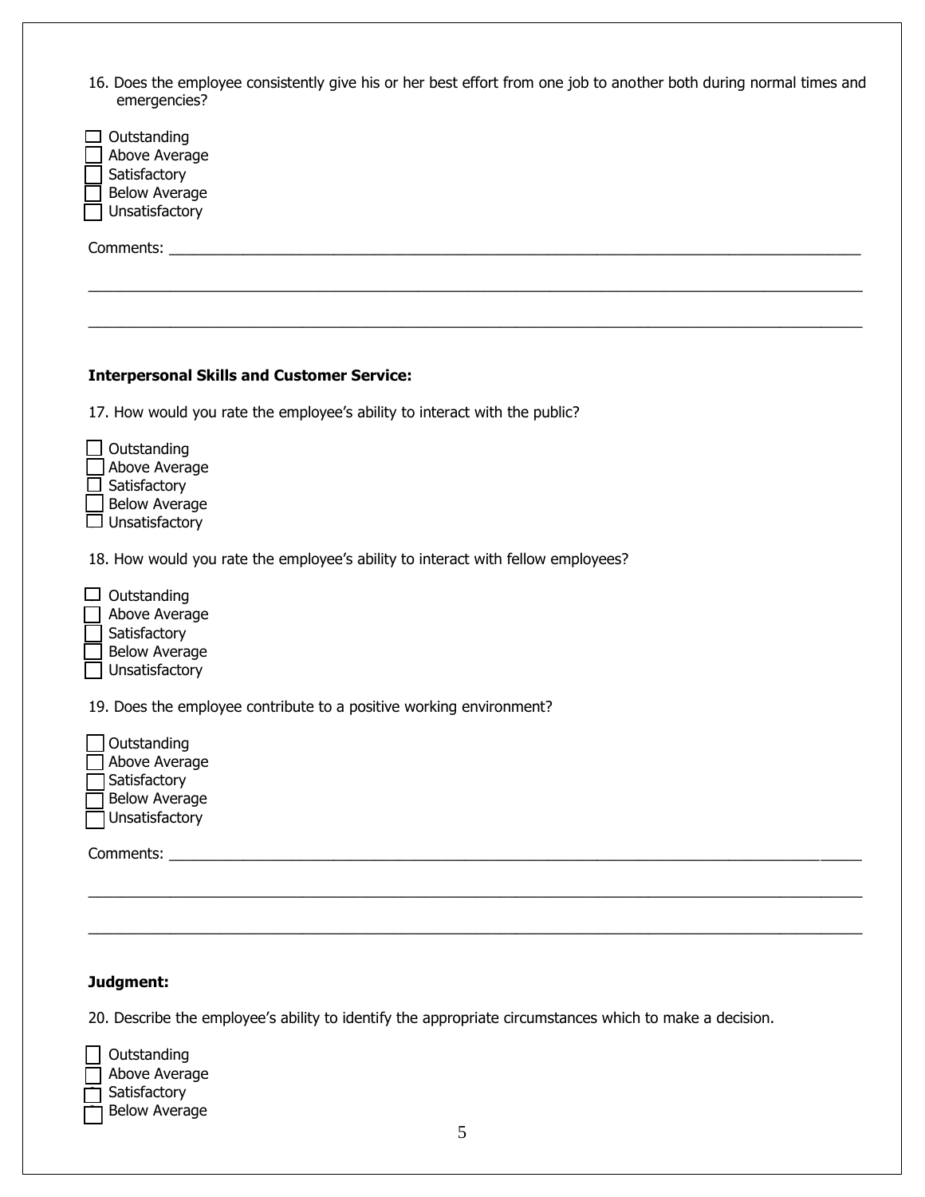16. Does the employee consistently give his or her best effort from one job to another both during normal times and emergencies?

- [ ] Outstanding
- [ ] Above Average
- [ ] Satisfactory
- [ ] Below Average
- [ ] Unsatisfactory

Comments: ____________________________________________________________________________________

____________________________________________________________________________________________

____________________________________________________________________________________________

**Interpersonal Skills and Customer Service:**

17. How would you rate the employee's ability to interact with the public?

- [ ] Outstanding
- [ ] Above Average
- [ ] Satisfactory
- [ ] Below Average
- [ ] Unsatisfactory

18. How would you rate the employee's ability to interact with fellow employees?

- [ ] Outstanding
- [ ] Above Average
- [ ] Satisfactory
- [ ] Below Average
- [ ] Unsatisfactory

19. Does the employee contribute to a positive working environment?

- [ ] Outstanding
- [ ] Above Average
- [ ] Satisfactory
- [ ] Below Average
- [ ] Unsatisfactory

Comments: ____________________________________________________________________________________

____________________________________________________________________________________________

____________________________________________________________________________________________

**Judgment:**

20. Describe the employee's ability to identify the appropriate circumstances which to make a decision.

- [ ] Outstanding
- [ ] Above Average
- [ ] Satisfactory
- [ ] Below Average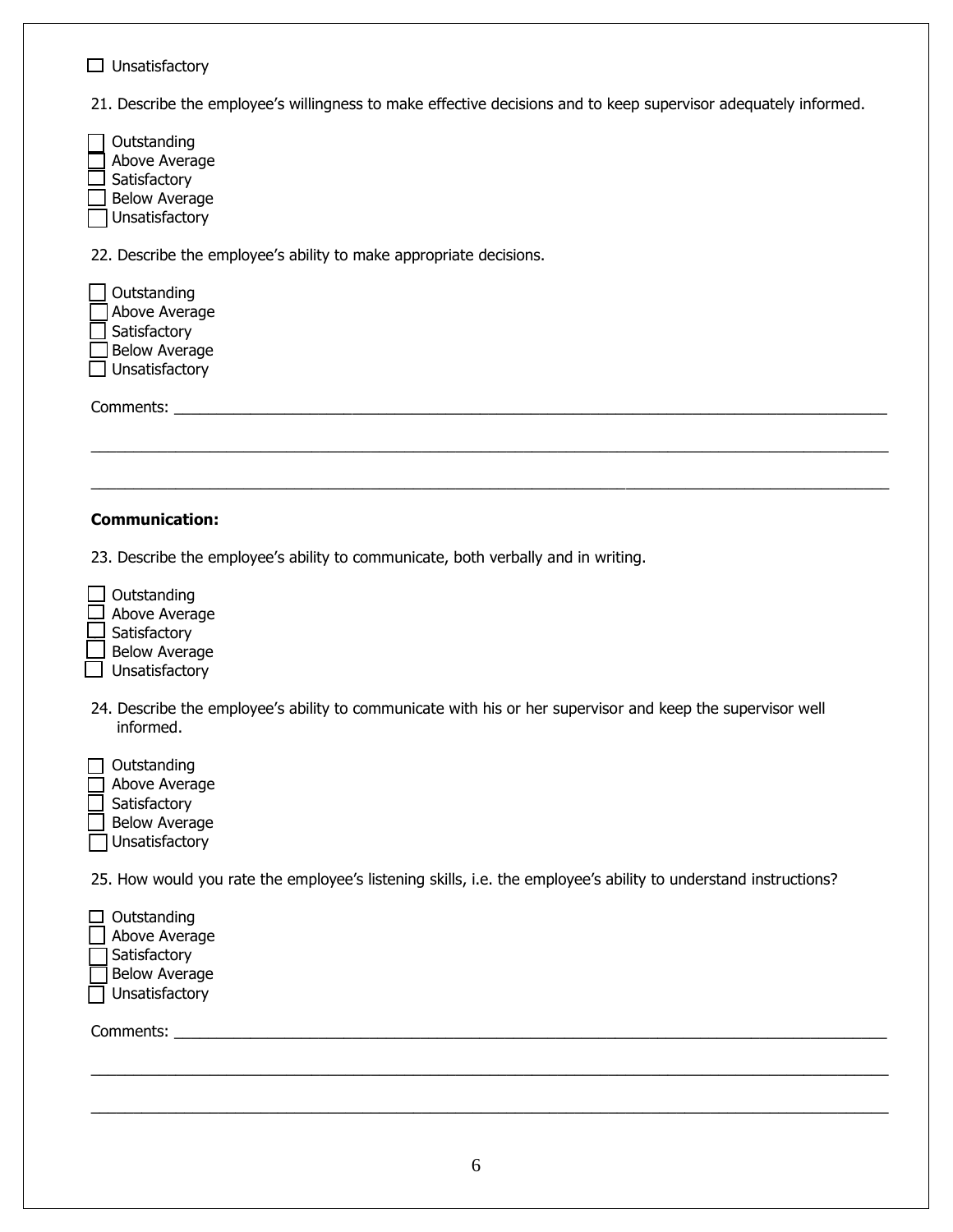☐ Unsatisfactory

21. Describe the employee's willingness to make effective decisions and to keep supervisor adequately informed.

☐ Outstanding
☐ Above Average
☐ Satisfactory
☐ Below Average
☐ Unsatisfactory

22. Describe the employee's ability to make appropriate decisions.

☐ Outstanding
☐ Above Average
☐ Satisfactory
☐ Below Average
☐ Unsatisfactory

Comments: ______________________________________________________________________________

______________________________________________________________________________________

______________________________________________________________________________________

**Communication:**

23. Describe the employee's ability to communicate, both verbally and in writing.

☐ Outstanding
☐ Above Average
☐ Satisfactory
☐ Below Average
☐ Unsatisfactory

24. Describe the employee's ability to communicate with his or her supervisor and keep the supervisor well informed.

☐ Outstanding
☐ Above Average
☐ Satisfactory
☐ Below Average
☐ Unsatisfactory

25. How would you rate the employee's listening skills, i.e. the employee's ability to understand instructions?

☐ Outstanding
☐ Above Average
☐ Satisfactory
☐ Below Average
☐ Unsatisfactory

Comments: ______________________________________________________________________________

______________________________________________________________________________________

______________________________________________________________________________________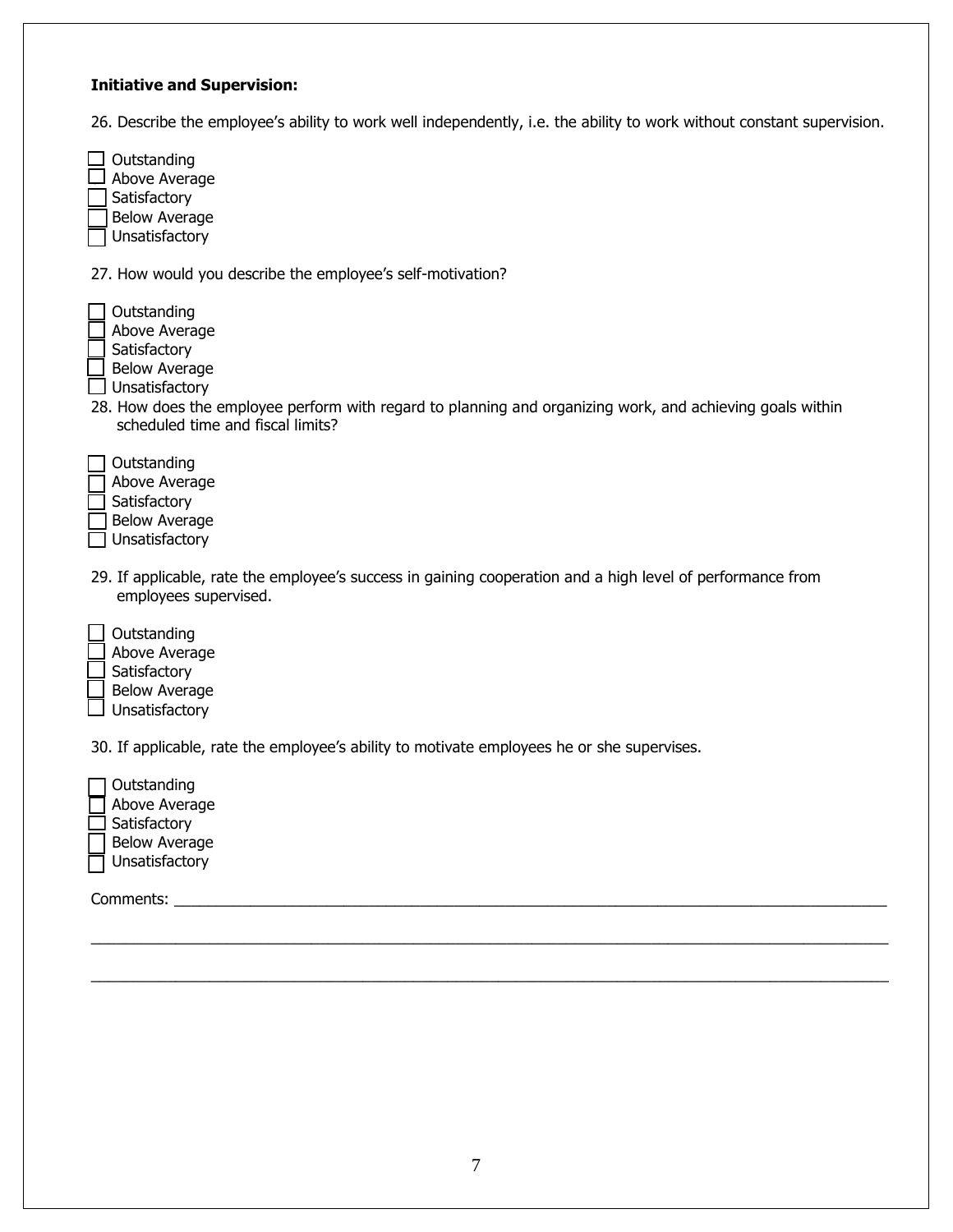**Initiative and Supervision:**

26. Describe the employee's ability to work well independently, i.e. the ability to work without constant supervision.

- ☐ Outstanding
- ☐ Above Average
- ☐ Satisfactory
- ☐ Below Average
- ☐ Unsatisfactory

27. How would you describe the employee's self-motivation?

- ☐ Outstanding
- ☐ Above Average
- ☐ Satisfactory
- ☐ Below Average
- ☐ Unsatisfactory

28. How does the employee perform with regard to planning and organizing work, and achieving goals within scheduled time and fiscal limits?

- ☐ Outstanding
- ☐ Above Average
- ☐ Satisfactory
- ☐ Below Average
- ☐ Unsatisfactory

29. If applicable, rate the employee's success in gaining cooperation and a high level of performance from employees supervised.

- ☐ Outstanding
- ☐ Above Average
- ☐ Satisfactory
- ☐ Below Average
- ☐ Unsatisfactory

30. If applicable, rate the employee's ability to motivate employees he or she supervises.

- ☐ Outstanding
- ☐ Above Average
- ☐ Satisfactory
- ☐ Below Average
- ☐ Unsatisfactory

Comments: ______________________________________________________________________________

______________________________________________________________________________________

______________________________________________________________________________________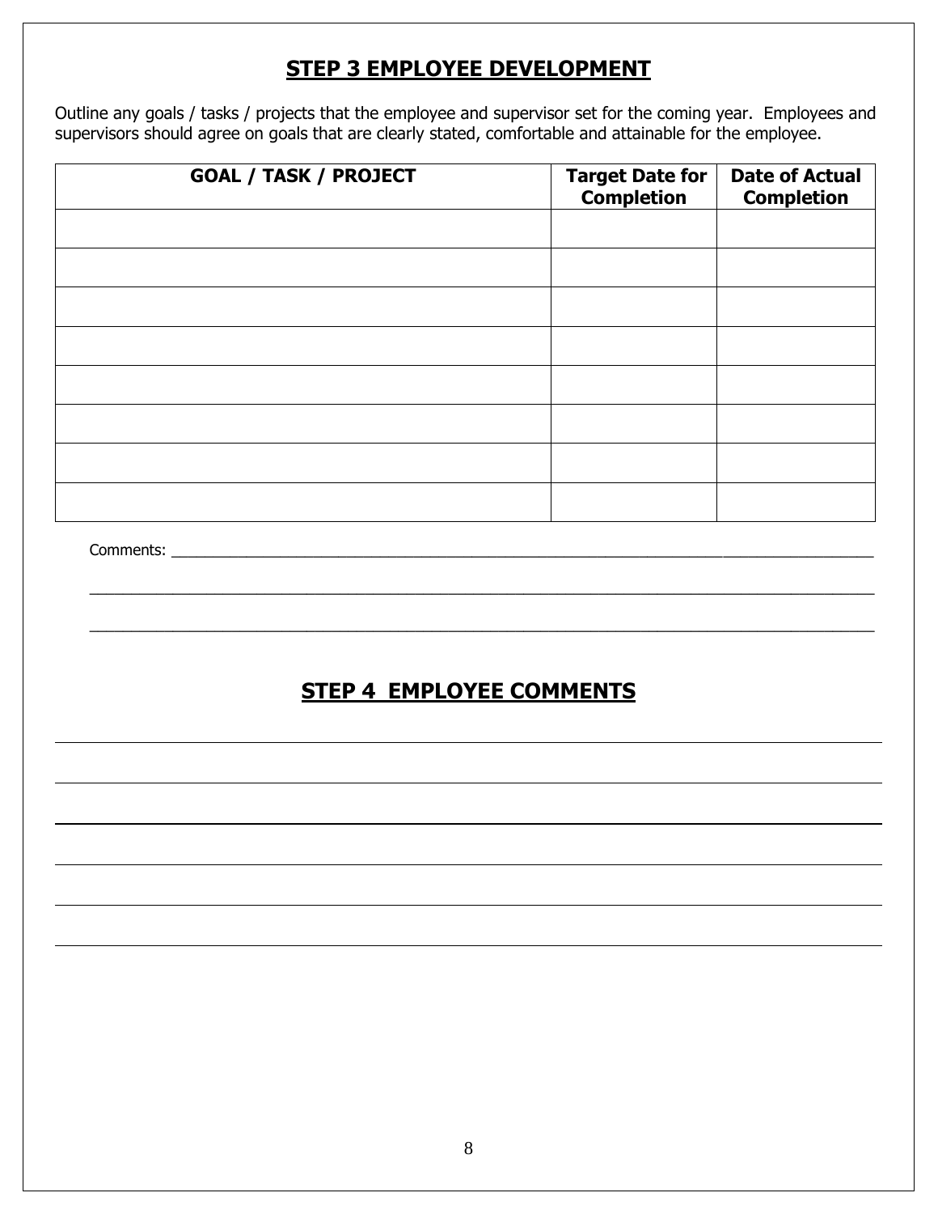## STEP 3 EMPLOYEE DEVELOPMENT

Outline any goals / tasks / projects that the employee and supervisor set for the coming year. Employees and supervisors should agree on goals that are clearly stated, comfortable and attainable for the employee.

| GOAL / TASK / PROJECT | Target Date for Completion | Date of Actual Completion |
|---|---|---|
| | | |
| | | |
| | | |
| | | |
| | | |
| | | |
| | | |
| | | |

Comments: ______________________________________________________________________________

______________________________________________________________________________________

______________________________________________________________________________________

## STEP 4 EMPLOYEE COMMENTS

______________________________________________________________________________________

______________________________________________________________________________________

______________________________________________________________________________________

______________________________________________________________________________________

______________________________________________________________________________________

______________________________________________________________________________________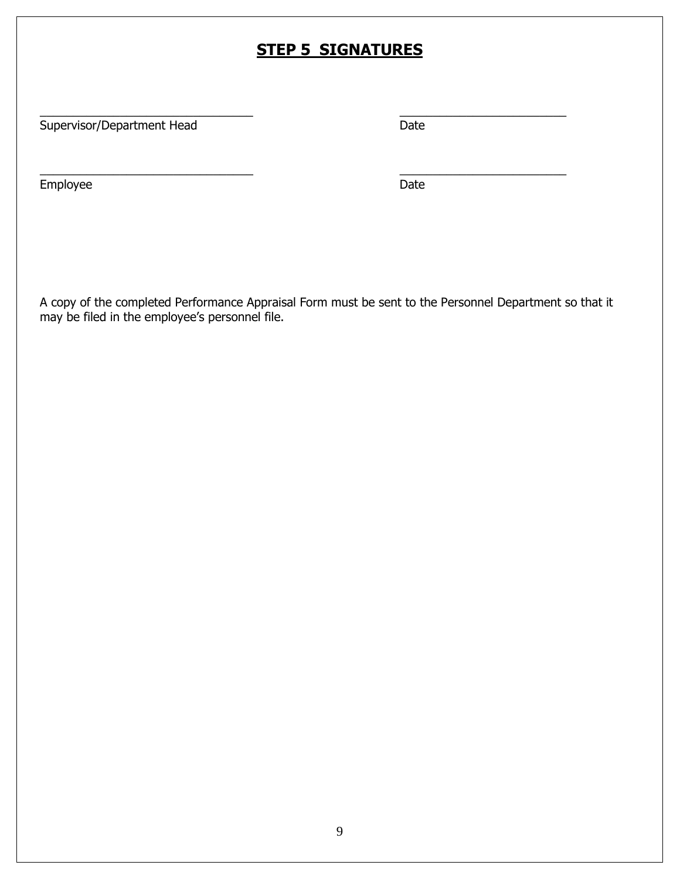## STEP 5 SIGNATURES

_________________________________ _________________________

Supervisor/Department Head Date

_________________________________ _________________________

Employee Date

A copy of the completed Performance Appraisal Form must be sent to the Personnel Department so that it may be filed in the employee's personnel file.